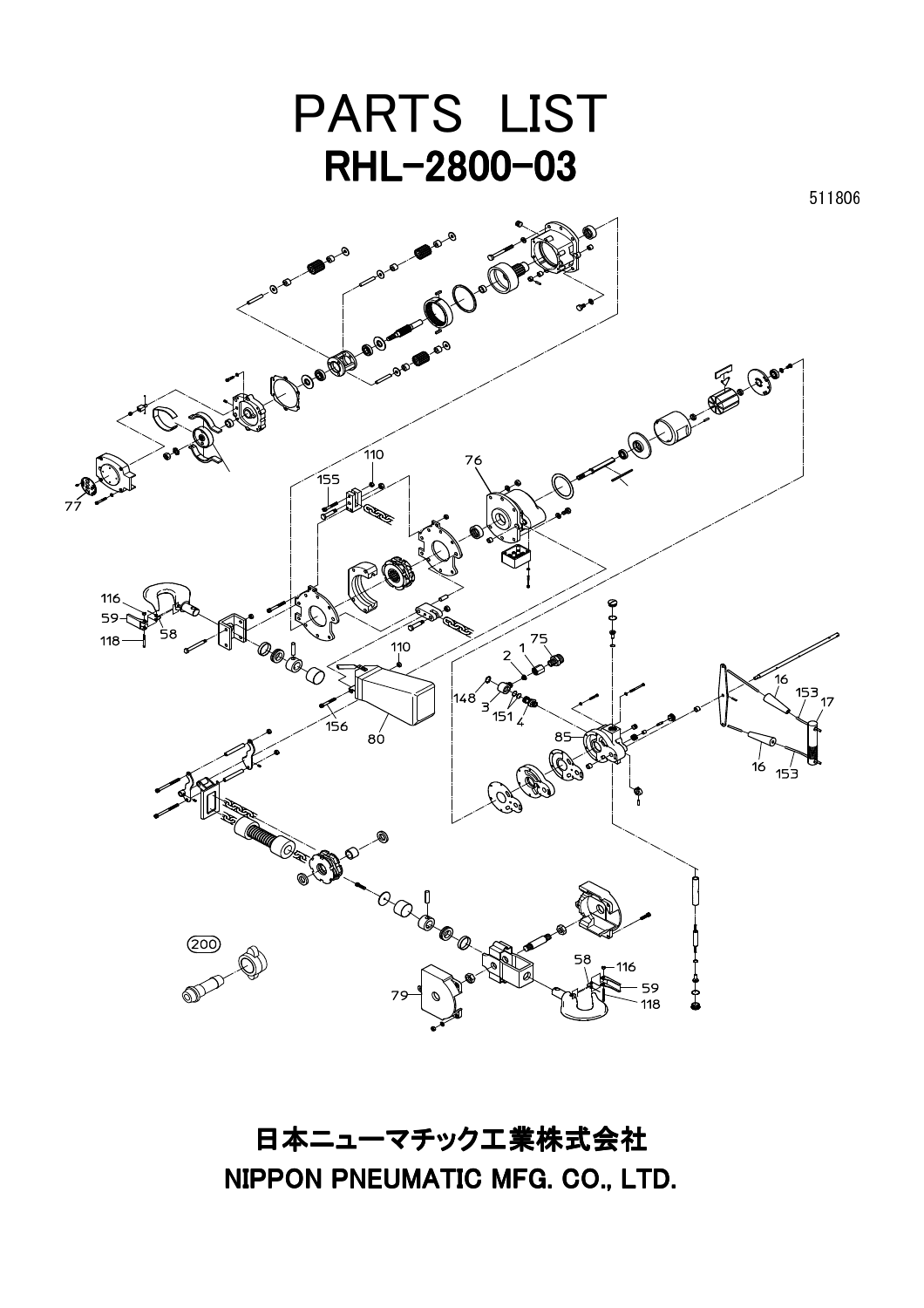# PARTS LIST

## RHL-2800-03

511806

日本ニューマチック工業株式会社

**NIPPON PNEUMATIC MFG. CO., LTD.**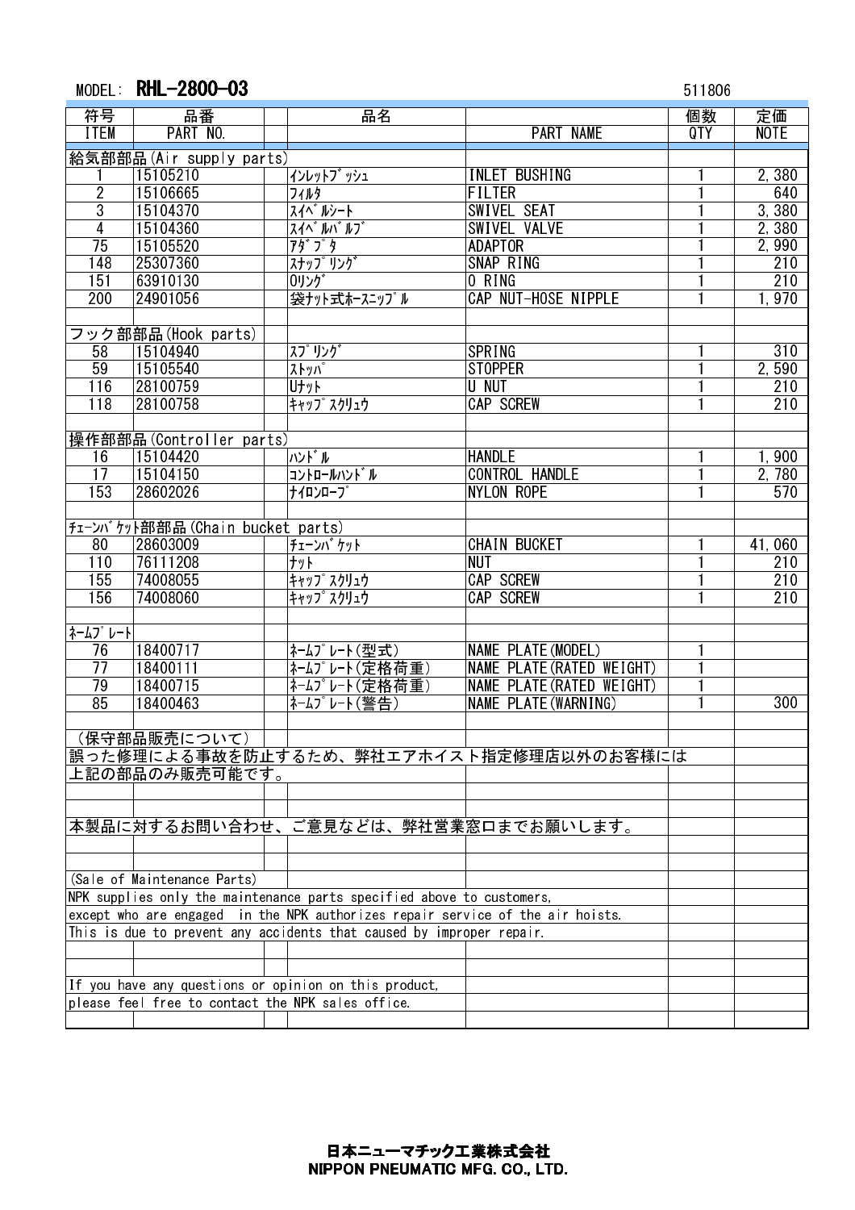MODEL: **RHL-2800-03**

511806

| 符号<br>ITEM | 品番<br>PART NO. | 品名 | PART NAME | 個数<br>QTY | 定価<br>NOTE |
|---|---|---|---|---|---|
| 給気部部品(Air supply parts) | | | | | |
| 1 | 15105210 | ｲﾝﾚｯﾄﾌﾞｯｼｭ | INLET BUSHING | 1 | 2,380 |
| 2 | 15106665 | ﾌｨﾙﾀ | FILTER | 1 | 640 |
| 3 | 15104370 | ｽｲﾍﾞﾙｼｰﾄ | SWIVEL SEAT | 1 | 3,380 |
| 4 | 15104360 | ｽｲﾍﾞﾙﾊﾞﾙﾌﾞ | SWIVEL VALVE | 1 | 2,380 |
| 75 | 15105520 | ｱﾀﾞﾌﾟﾀ | ADAPTOR | 1 | 2,990 |
| 148 | 25307360 | ｽﾅｯﾌﾟﾘﾝｸﾞ | SNAP RING | 1 | 210 |
| 151 | 63910130 | Oﾘﾝｸﾞ | O RING | 1 | 210 |
| 200 | 24901056 | 袋ﾅｯﾄ式ﾎｰｽﾆｯﾌﾟﾙ | CAP NUT-HOSE NIPPLE | 1 | 1,970 |
| フック部部品(Hook parts) | | | | | |
| 58 | 15104940 | ｽﾌﾟﾘﾝｸﾞ | SPRING | 1 | 310 |
| 59 | 15105540 | ｽﾄｯﾊﾟ | STOPPER | 1 | 2,590 |
| 116 | 28100759 | Uﾅｯﾄ | U NUT | 1 | 210 |
| 118 | 28100758 | ｷｬｯﾌﾟｽｸﾘｭｳ | CAP SCREW | 1 | 210 |
| 操作部部品(Controller parts) | | | | | |
| 16 | 15104420 | ﾊﾝﾄﾞﾙ | HANDLE | 1 | 1,900 |
| 17 | 15104150 | ｺﾝﾄﾛｰﾙﾊﾝﾄﾞﾙ | CONTROL HANDLE | 1 | 2,780 |
| 153 | 28602026 | ﾅｲﾛﾝﾛｰﾌﾟ | NYLON ROPE | 1 | 570 |
| ﾁｪｰﾝﾊﾞｹｯﾄ部部品(Chain bucket parts) | | | | | |
| 80 | 28603009 | ﾁｪｰﾝﾊﾞｹｯﾄ | CHAIN BUCKET | 1 | 41,060 |
| 110 | 76111208 | ﾅｯﾄ | NUT | 1 | 210 |
| 155 | 74008055 | ｷｬｯﾌﾟｽｸﾘｭｳ | CAP SCREW | 1 | 210 |
| 156 | 74008060 | ｷｬｯﾌﾟｽｸﾘｭｳ | CAP SCREW | 1 | 210 |
| ﾈｰﾑﾌﾟﾚｰﾄ | | | | | |
| 76 | 18400717 | ﾈｰﾑﾌﾟﾚｰﾄ(型式) | NAME PLATE(MODEL) | 1 | |
| 77 | 18400111 | ﾈｰﾑﾌﾟﾚｰﾄ(定格荷重) | NAME PLATE(RATED WEIGHT) | 1 | |
| 79 | 18400715 | ﾈｰﾑﾌﾟﾚｰﾄ(定格荷重) | NAME PLATE(RATED WEIGHT) | 1 | |
| 85 | 18400463 | ﾈｰﾑﾌﾟﾚｰﾄ(警告) | NAME PLATE(WARNING) | 1 | 300 |

（保守部品販売について）

誤った修理による事故を防止するため、弊社エアホイスト指定修理店以外のお客様には上記の部品のみ販売可能です。

本製品に対するお問い合わせ、ご意見などは、弊社営業窓口までお願いします。

(Sale of Maintenance Parts)

NPK supplies only the maintenance parts specified above to customers, except who are engaged in the NPK authorizes repair service of the air hoists. This is due to prevent any accidents that caused by improper repair.

If you have any questions or opinion on this product, please feel free to contact the NPK sales office.

**日本ニューマチック工業株式会社**
**NIPPON PNEUMATIC MFG. CO., LTD.**